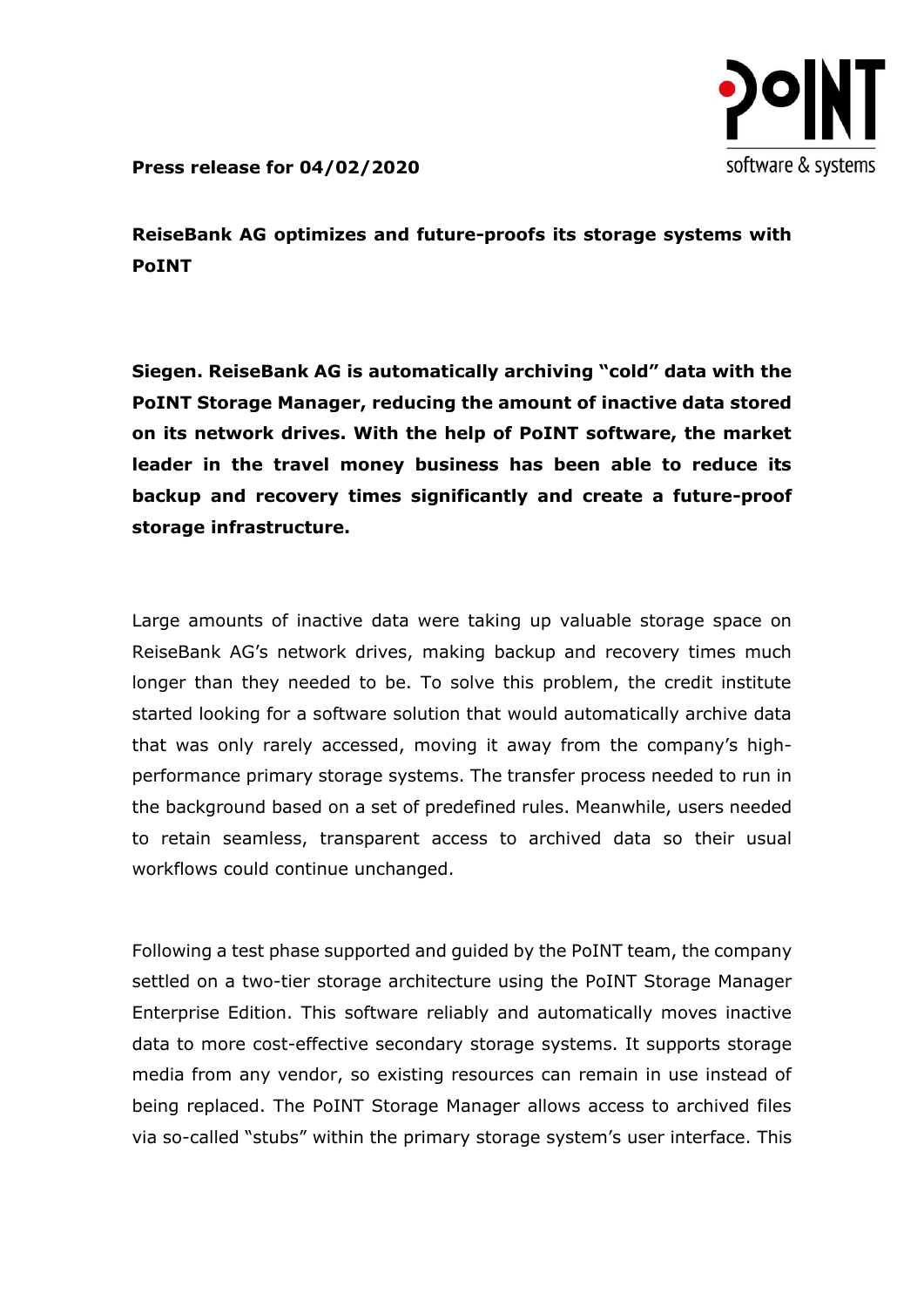**Press release for 04/02/2020**

## ReiseBank AG optimizes and future-proofs its storage systems with PoINT

**Siegen. ReiseBank AG is automatically archiving "cold" data with the PoINT Storage Manager, reducing the amount of inactive data stored on its network drives. With the help of PoINT software, the market leader in the travel money business has been able to reduce its backup and recovery times significantly and create a future-proof storage infrastructure.**

Large amounts of inactive data were taking up valuable storage space on ReiseBank AG's network drives, making backup and recovery times much longer than they needed to be. To solve this problem, the credit institute started looking for a software solution that would automatically archive data that was only rarely accessed, moving it away from the company's high-performance primary storage systems. The transfer process needed to run in the background based on a set of predefined rules. Meanwhile, users needed to retain seamless, transparent access to archived data so their usual workflows could continue unchanged.

Following a test phase supported and guided by the PoINT team, the company settled on a two-tier storage architecture using the PoINT Storage Manager Enterprise Edition. This software reliably and automatically moves inactive data to more cost-effective secondary storage systems. It supports storage media from any vendor, so existing resources can remain in use instead of being replaced. The PoINT Storage Manager allows access to archived files via so-called "stubs" within the primary storage system's user interface. This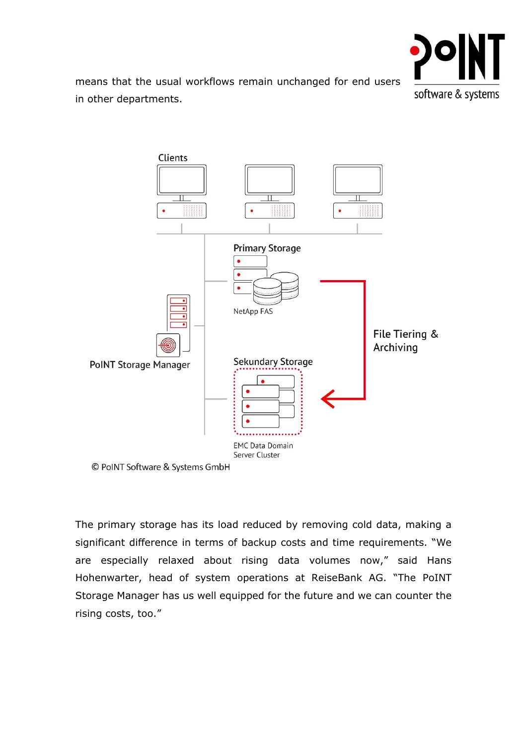means that the usual workflows remain unchanged for end users in other departments.

Clients

Primary Storage

NetApp FAS

File Tiering & Archiving

PoINT Storage Manager

Sekundary Storage

EMC Data Domain Server Cluster

© PoINT Software & Systems GmbH

The primary storage has its load reduced by removing cold data, making a significant difference in terms of backup costs and time requirements. "We are especially relaxed about rising data volumes now," said Hans Hohenwarter, head of system operations at ReiseBank AG. "The PoINT Storage Manager has us well equipped for the future and we can counter the rising costs, too."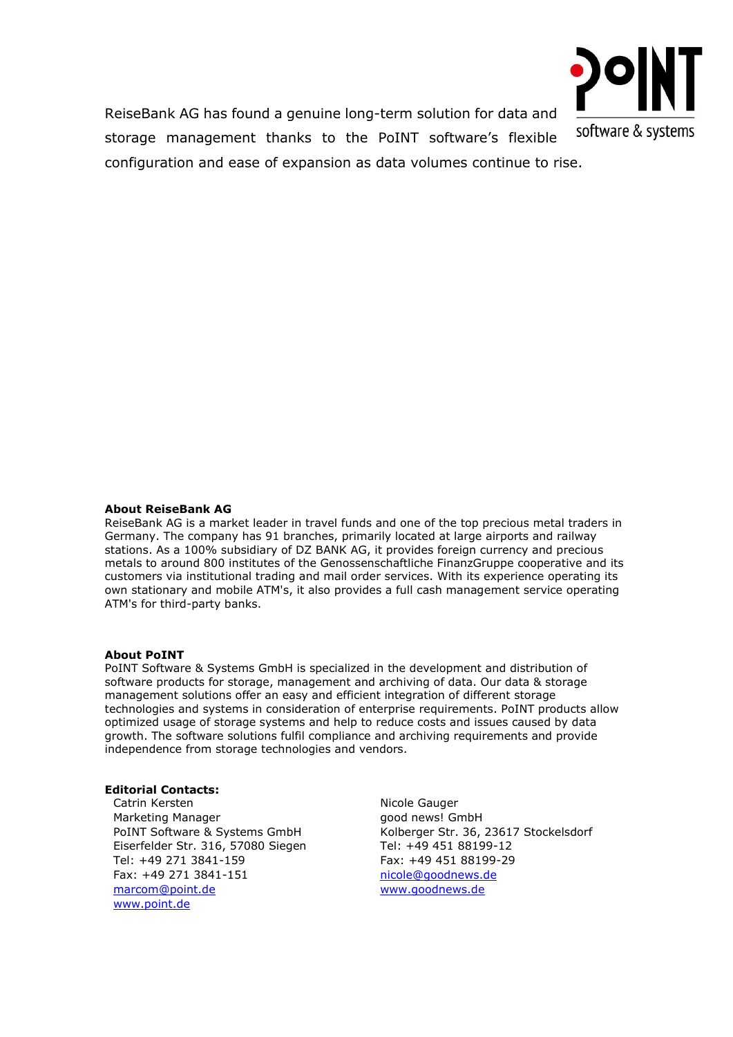ReiseBank AG has found a genuine long-term solution for data and storage management thanks to the PoINT software's flexible configuration and ease of expansion as data volumes continue to rise.

**About ReiseBank AG**
ReiseBank AG is a market leader in travel funds and one of the top precious metal traders in Germany. The company has 91 branches, primarily located at large airports and railway stations. As a 100% subsidiary of DZ BANK AG, it provides foreign currency and precious metals to around 800 institutes of the Genossenschaftliche FinanzGruppe cooperative and its customers via institutional trading and mail order services. With its experience operating its own stationary and mobile ATM's, it also provides a full cash management service operating ATM's for third-party banks.

**About PoINT**
PoINT Software & Systems GmbH is specialized in the development and distribution of software products for storage, management and archiving of data. Our data & storage management solutions offer an easy and efficient integration of different storage technologies and systems in consideration of enterprise requirements. PoINT products allow optimized usage of storage systems and help to reduce costs and issues caused by data growth. The software solutions fulfil compliance and archiving requirements and provide independence from storage technologies and vendors.

**Editorial Contacts:**

Catrin Kersten
Marketing Manager
PoINT Software & Systems GmbH
Eiserfelder Str. 316, 57080 Siegen
Tel: +49 271 3841-159
Fax: +49 271 3841-151
marcom@point.de
www.point.de

Nicole Gauger
good news! GmbH
Kolberger Str. 36, 23617 Stockelsdorf
Tel: +49 451 88199-12
Fax: +49 451 88199-29
nicole@goodnews.de
www.goodnews.de